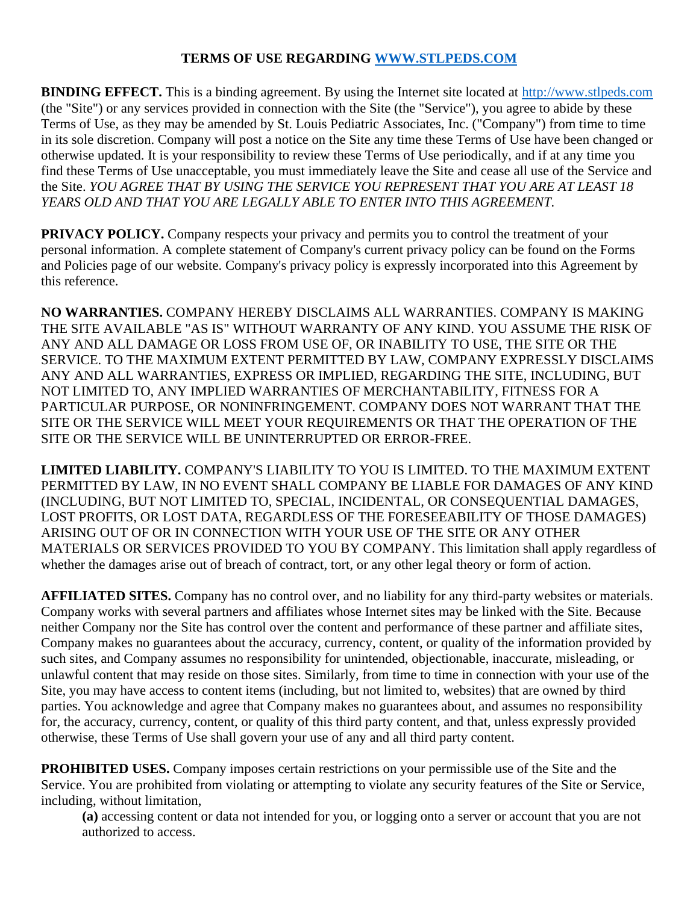# TERMS OF USE REGARDING [WWW.STLPEDS.COM](http://www.stlpeds.com)

**BINDING EFFECT.** This is a binding agreement. By using the Internet site located at [http://www.stlpeds.com](http://www.stlpeds.com) (the "Site") or any services provided in connection with the Site (the "Service"), you agree to abide by these Terms of Use, as they may be amended by St. Louis Pediatric Associates, Inc. ("Company") from time to time in its sole discretion. Company will post a notice on the Site any time these Terms of Use have been changed or otherwise updated. It is your responsibility to review these Terms of Use periodically, and if at any time you find these Terms of Use unacceptable, you must immediately leave the Site and cease all use of the Service and the Site. *YOU AGREE THAT BY USING THE SERVICE YOU REPRESENT THAT YOU ARE AT LEAST 18 YEARS OLD AND THAT YOU ARE LEGALLY ABLE TO ENTER INTO THIS AGREEMENT.*

**PRIVACY POLICY.** Company respects your privacy and permits you to control the treatment of your personal information. A complete statement of Company's current privacy policy can be found on the Forms and Policies page of our website. Company's privacy policy is expressly incorporated into this Agreement by this reference.

**NO WARRANTIES.** COMPANY HEREBY DISCLAIMS ALL WARRANTIES. COMPANY IS MAKING THE SITE AVAILABLE "AS IS" WITHOUT WARRANTY OF ANY KIND. YOU ASSUME THE RISK OF ANY AND ALL DAMAGE OR LOSS FROM USE OF, OR INABILITY TO USE, THE SITE OR THE SERVICE. TO THE MAXIMUM EXTENT PERMITTED BY LAW, COMPANY EXPRESSLY DISCLAIMS ANY AND ALL WARRANTIES, EXPRESS OR IMPLIED, REGARDING THE SITE, INCLUDING, BUT NOT LIMITED TO, ANY IMPLIED WARRANTIES OF MERCHANTABILITY, FITNESS FOR A PARTICULAR PURPOSE, OR NONINFRINGEMENT. COMPANY DOES NOT WARRANT THAT THE SITE OR THE SERVICE WILL MEET YOUR REQUIREMENTS OR THAT THE OPERATION OF THE SITE OR THE SERVICE WILL BE UNINTERRUPTED OR ERROR-FREE.

**LIMITED LIABILITY.** COMPANY'S LIABILITY TO YOU IS LIMITED. TO THE MAXIMUM EXTENT PERMITTED BY LAW, IN NO EVENT SHALL COMPANY BE LIABLE FOR DAMAGES OF ANY KIND (INCLUDING, BUT NOT LIMITED TO, SPECIAL, INCIDENTAL, OR CONSEQUENTIAL DAMAGES, LOST PROFITS, OR LOST DATA, REGARDLESS OF THE FORESEEABILITY OF THOSE DAMAGES) ARISING OUT OF OR IN CONNECTION WITH YOUR USE OF THE SITE OR ANY OTHER MATERIALS OR SERVICES PROVIDED TO YOU BY COMPANY. This limitation shall apply regardless of whether the damages arise out of breach of contract, tort, or any other legal theory or form of action.

**AFFILIATED SITES.** Company has no control over, and no liability for any third-party websites or materials. Company works with several partners and affiliates whose Internet sites may be linked with the Site. Because neither Company nor the Site has control over the content and performance of these partner and affiliate sites, Company makes no guarantees about the accuracy, currency, content, or quality of the information provided by such sites, and Company assumes no responsibility for unintended, objectionable, inaccurate, misleading, or unlawful content that may reside on those sites. Similarly, from time to time in connection with your use of the Site, you may have access to content items (including, but not limited to, websites) that are owned by third parties. You acknowledge and agree that Company makes no guarantees about, and assumes no responsibility for, the accuracy, currency, content, or quality of this third party content, and that, unless expressly provided otherwise, these Terms of Use shall govern your use of any and all third party content.

**PROHIBITED USES.** Company imposes certain restrictions on your permissible use of the Site and the Service. You are prohibited from violating or attempting to violate any security features of the Site or Service, including, without limitation,

> **(a)** accessing content or data not intended for you, or logging onto a server or account that you are not authorized to access.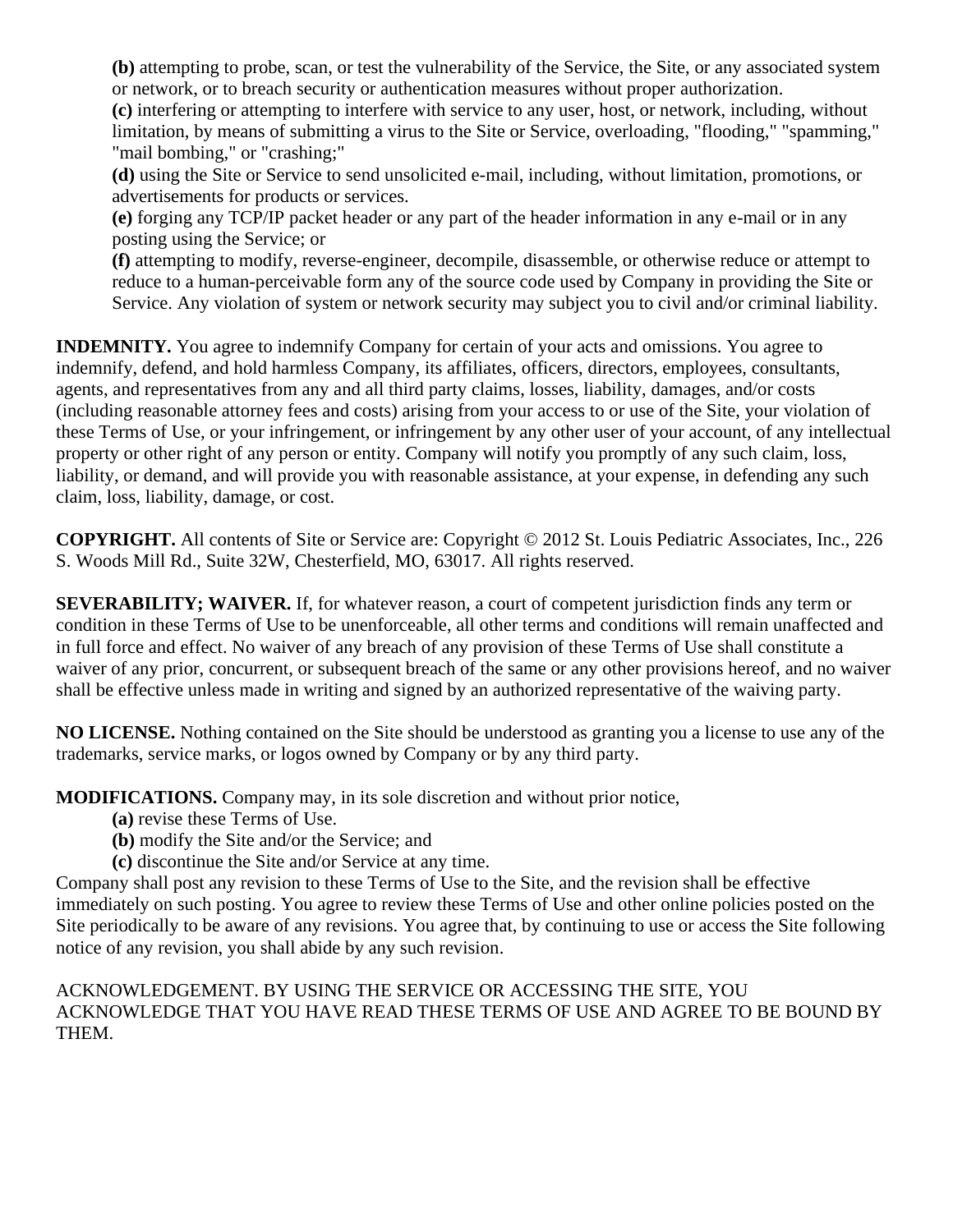**(b)** attempting to probe, scan, or test the vulnerability of the Service, the Site, or any associated system or network, or to breach security or authentication measures without proper authorization.
**(c)** interfering or attempting to interfere with service to any user, host, or network, including, without limitation, by means of submitting a virus to the Site or Service, overloading, "flooding," "spamming," "mail bombing," or "crashing;"
**(d)** using the Site or Service to send unsolicited e-mail, including, without limitation, promotions, or advertisements for products or services.
**(e)** forging any TCP/IP packet header or any part of the header information in any e-mail or in any posting using the Service; or
**(f)** attempting to modify, reverse-engineer, decompile, disassemble, or otherwise reduce or attempt to reduce to a human-perceivable form any of the source code used by Company in providing the Site or Service. Any violation of system or network security may subject you to civil and/or criminal liability.

**INDEMNITY.** You agree to indemnify Company for certain of your acts and omissions. You agree to indemnify, defend, and hold harmless Company, its affiliates, officers, directors, employees, consultants, agents, and representatives from any and all third party claims, losses, liability, damages, and/or costs (including reasonable attorney fees and costs) arising from your access to or use of the Site, your violation of these Terms of Use, or your infringement, or infringement by any other user of your account, of any intellectual property or other right of any person or entity. Company will notify you promptly of any such claim, loss, liability, or demand, and will provide you with reasonable assistance, at your expense, in defending any such claim, loss, liability, damage, or cost.

**COPYRIGHT.** All contents of Site or Service are: Copyright © 2012 St. Louis Pediatric Associates, Inc., 226 S. Woods Mill Rd., Suite 32W, Chesterfield, MO, 63017. All rights reserved.

**SEVERABILITY; WAIVER.** If, for whatever reason, a court of competent jurisdiction finds any term or condition in these Terms of Use to be unenforceable, all other terms and conditions will remain unaffected and in full force and effect. No waiver of any breach of any provision of these Terms of Use shall constitute a waiver of any prior, concurrent, or subsequent breach of the same or any other provisions hereof, and no waiver shall be effective unless made in writing and signed by an authorized representative of the waiving party.

**NO LICENSE.** Nothing contained on the Site should be understood as granting you a license to use any of the trademarks, service marks, or logos owned by Company or by any third party.

**MODIFICATIONS.** Company may, in its sole discretion and without prior notice,

**(a)** revise these Terms of Use.
**(b)** modify the Site and/or the Service; and
**(c)** discontinue the Site and/or Service at any time.

Company shall post any revision to these Terms of Use to the Site, and the revision shall be effective immediately on such posting. You agree to review these Terms of Use and other online policies posted on the Site periodically to be aware of any revisions. You agree that, by continuing to use or access the Site following notice of any revision, you shall abide by any such revision.

ACKNOWLEDGEMENT. BY USING THE SERVICE OR ACCESSING THE SITE, YOU ACKNOWLEDGE THAT YOU HAVE READ THESE TERMS OF USE AND AGREE TO BE BOUND BY THEM.